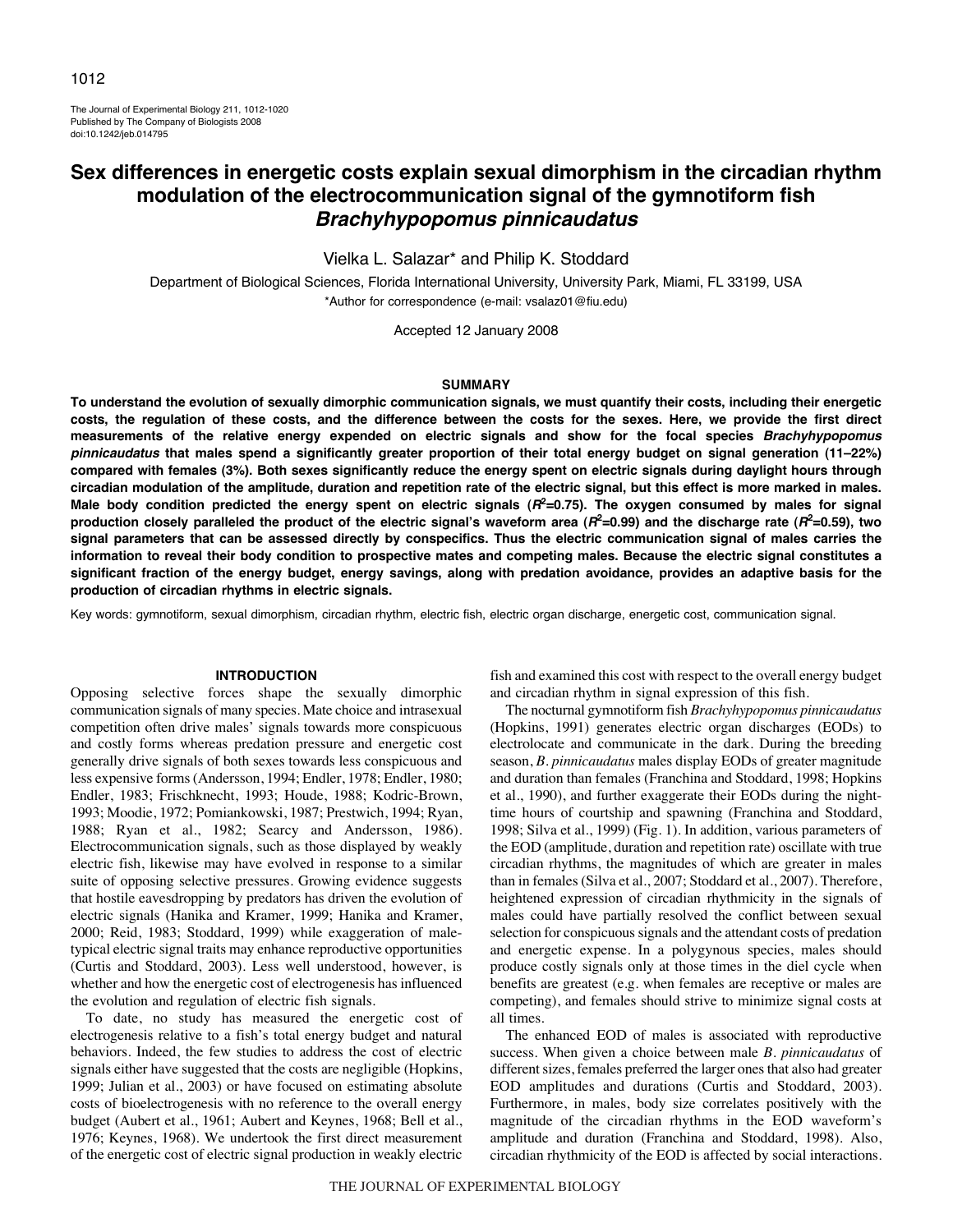# Sex differences in energetic costs explain sexual dimorphism in the circadian rhythm modulation of the electrocommunication signal of the gymnotiform fish *Brachyhypopomus pinnicaudatus*

Vielka L. Salazar* and Philip K. Stoddard

Department of Biological Sciences, Florida International University, University Park, Miami, FL 33199, USA

*Author for correspondence (e-mail: vsalaz01@fiu.edu)

Accepted 12 January 2008

## SUMMARY

**To understand the evolution of sexually dimorphic communication signals, we must quantify their costs, including their energetic costs, the regulation of these costs, and the difference between the costs for the sexes. Here, we provide the first direct measurements of the relative energy expended on electric signals and show for the focal species *Brachyhypopomus pinnicaudatus* that males spend a significantly greater proportion of their total energy budget on signal generation (11–22%) compared with females (3%). Both sexes significantly reduce the energy spent on electric signals during daylight hours through circadian modulation of the amplitude, duration and repetition rate of the electric signal, but this effect is more marked in males. Male body condition predicted the energy spent on electric signals ($R^2$=0.75). The oxygen consumed by males for signal production closely paralleled the product of the electric signal's waveform area ($R^2$=0.99) and the discharge rate ($R^2$=0.59), two signal parameters that can be assessed directly by conspecifics. Thus the electric communication signal of males carries the information to reveal their body condition to prospective mates and competing males. Because the electric signal constitutes a significant fraction of the energy budget, energy savings, along with predation avoidance, provides an adaptive basis for the production of circadian rhythms in electric signals.**

Key words: gymnotiform, sexual dimorphism, circadian rhythm, electric fish, electric organ discharge, energetic cost, communication signal.

## INTRODUCTION

Opposing selective forces shape the sexually dimorphic communication signals of many species. Mate choice and intrasexual competition often drive males' signals towards more conspicuous and costly forms whereas predation pressure and energetic cost generally drive signals of both sexes towards less conspicuous and less expensive forms (Andersson, 1994; Endler, 1978; Endler, 1980; Endler, 1983; Frischknecht, 1993; Houde, 1988; Kodric-Brown, 1993; Moodie, 1972; Pomiankowski, 1987; Prestwich, 1994; Ryan, 1988; Ryan et al., 1982; Searcy and Andersson, 1986). Electrocommunication signals, such as those displayed by weakly electric fish, likewise may have evolved in response to a similar suite of opposing selective pressures. Growing evidence suggests that hostile eavesdropping by predators has driven the evolution of electric signals (Hanika and Kramer, 1999; Hanika and Kramer, 2000; Reid, 1983; Stoddard, 1999) while exaggeration of male-typical electric signal traits may enhance reproductive opportunities (Curtis and Stoddard, 2003). Less well understood, however, is whether and how the energetic cost of electrogenesis has influenced the evolution and regulation of electric fish signals.

To date, no study has measured the energetic cost of electrogenesis relative to a fish's total energy budget and natural behaviors. Indeed, the few studies to address the cost of electric signals either have suggested that the costs are negligible (Hopkins, 1999; Julian et al., 2003) or have focused on estimating absolute costs of bioelectrogenesis with no reference to the overall energy budget (Aubert et al., 1961; Aubert and Keynes, 1968; Bell et al., 1976; Keynes, 1968). We undertook the first direct measurement of the energetic cost of electric signal production in weakly electric fish and examined this cost with respect to the overall energy budget and circadian rhythm in signal expression of this fish.

The nocturnal gymnotiform fish *Brachyhypopomus pinnicaudatus* (Hopkins, 1991) generates electric organ discharges (EODs) to electrolocate and communicate in the dark. During the breeding season, *B. pinnicaudatus* males display EODs of greater magnitude and duration than females (Franchina and Stoddard, 1998; Hopkins et al., 1990), and further exaggerate their EODs during the night-time hours of courtship and spawning (Franchina and Stoddard, 1998; Silva et al., 1999) (Fig. 1). In addition, various parameters of the EOD (amplitude, duration and repetition rate) oscillate with true circadian rhythms, the magnitudes of which are greater in males than in females (Silva et al., 2007; Stoddard et al., 2007). Therefore, heightened expression of circadian rhythmicity in the signals of males could have partially resolved the conflict between sexual selection for conspicuous signals and the attendant costs of predation and energetic expense. In a polygynous species, males should produce costly signals only at those times in the diel cycle when benefits are greatest (e.g. when females are receptive or males are competing), and females should strive to minimize signal costs at all times.

The enhanced EOD of males is associated with reproductive success. When given a choice between male *B. pinnicaudatus* of different sizes, females preferred the larger ones that also had greater EOD amplitudes and durations (Curtis and Stoddard, 2003). Furthermore, in males, body size correlates positively with the magnitude of the circadian rhythms in the EOD waveform's amplitude and duration (Franchina and Stoddard, 1998). Also, circadian rhythmicity of the EOD is affected by social interactions.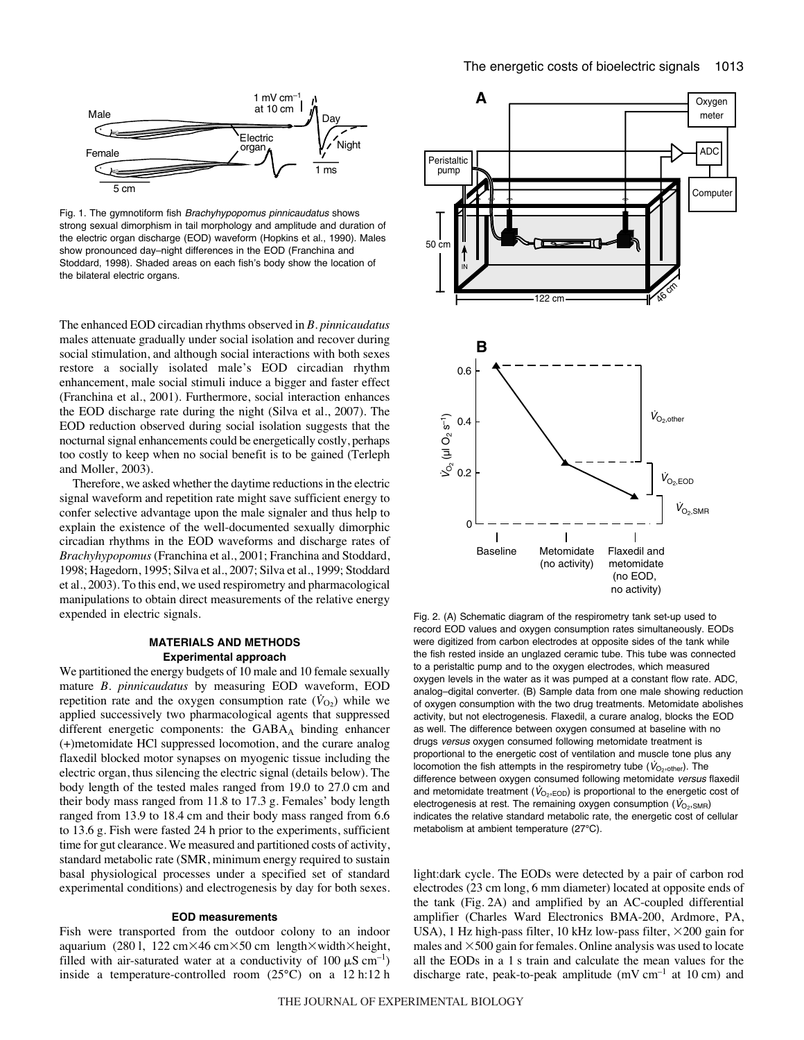Fig. 1. The gymnotiform fish *Brachyhypopomus pinnicaudatus* shows strong sexual dimorphism in tail morphology and amplitude and duration of the electric organ discharge (EOD) waveform (Hopkins et al., 1990). Males show pronounced day–night differences in the EOD (Franchina and Stoddard, 1998). Shaded areas on each fish's body show the location of the bilateral electric organs.

The enhanced EOD circadian rhythms observed in *B. pinnicaudatus* males attenuate gradually under social isolation and recover during social stimulation, and although social interactions with both sexes restore a socially isolated male's EOD circadian rhythm enhancement, male social stimuli induce a bigger and faster effect (Franchina et al., 2001). Furthermore, social interaction enhances the EOD discharge rate during the night (Silva et al., 2007). The EOD reduction observed during social isolation suggests that the nocturnal signal enhancements could be energetically costly, perhaps too costly to keep when no social benefit is to be gained (Terleph and Moller, 2003).

Therefore, we asked whether the daytime reductions in the electric signal waveform and repetition rate might save sufficient energy to confer selective advantage upon the male signaler and thus help to explain the existence of the well-documented sexually dimorphic circadian rhythms in the EOD waveforms and discharge rates of *Brachyhypopomus* (Franchina et al., 2001; Franchina and Stoddard, 1998; Hagedorn, 1995; Silva et al., 2007; Silva et al., 1999; Stoddard et al., 2003). To this end, we used respirometry and pharmacological manipulations to obtain direct measurements of the relative energy expended in electric signals.

## MATERIALS AND METHODS

### Experimental approach

We partitioned the energy budgets of 10 male and 10 female sexually mature *B. pinnicaudatus* by measuring EOD waveform, EOD repetition rate and the oxygen consumption rate ($\dot{V}_{O_2}$) while we applied successively two pharmacological agents that suppressed different energetic components: the $GABA_A$ binding enhancer (+)metomidate HCl suppressed locomotion, and the curare analog flaxedil blocked motor synapses on myogenic tissue including the electric organ, thus silencing the electric signal (details below). The body length of the tested males ranged from 19.0 to 27.0 cm and their body mass ranged from 11.8 to 17.3 g. Females' body length ranged from 13.9 to 18.4 cm and their body mass ranged from 6.6 to 13.6 g. Fish were fasted 24 h prior to the experiments, sufficient time for gut clearance. We measured and partitioned costs of activity, standard metabolic rate (SMR, minimum energy required to sustain basal physiological processes under a specified set of standard experimental conditions) and electrogenesis by day for both sexes.

### EOD measurements

Fish were transported from the outdoor colony to an indoor aquarium (280 l, 122 cm×46 cm×50 cm length×width×height, filled with air-saturated water at a conductivity of 100 μS $cm^{-1}$) inside a temperature-controlled room (25°C) on a 12 h:12 h light:dark cycle. The EODs were detected by a pair of carbon rod electrodes (23 cm long, 6 mm diameter) located at opposite ends of the tank (Fig. 2A) and amplified by an AC-coupled differential amplifier (Charles Ward Electronics BMA-200, Ardmore, PA, USA), 1 Hz high-pass filter, 10 kHz low-pass filter, ×200 gain for males and ×500 gain for females. Online analysis was used to locate all the EODs in a 1 s train and calculate the mean values for the discharge rate, peak-to-peak amplitude (mV $cm^{-1}$ at 10 cm) and

Fig. 2. (A) Schematic diagram of the respirometry tank set-up used to record EOD values and oxygen consumption rates simultaneously. EODs were digitized from carbon electrodes at opposite sides of the tank while the fish rested inside an unglazed ceramic tube. This tube was connected to a peristaltic pump and to the oxygen electrodes, which measured oxygen levels in the water as it was pumped at a constant flow rate. ADC, analog–digital converter. (B) Sample data from one male showing reduction of oxygen consumption with the two drug treatments. Metomidate abolishes activity, but not electrogenesis. Flaxedil, a curare analog, blocks the EOD as well. The difference between oxygen consumed at baseline with no drugs *versus* oxygen consumed following metomidate treatment is proportional to the energetic cost of ventilation and muscle tone plus any locomotion the fish attempts in the respirometry tube ($\dot{V}_{O_2,other}$). The difference between oxygen consumed following metomidate *versus* flaxedil and metomidate treatment ($\dot{V}_{O_2,EOD}$) is proportional to the energetic cost of electrogenesis at rest. The remaining oxygen consumption ($\dot{V}_{O_2,SMR}$) indicates the relative standard metabolic rate, the energetic cost of cellular metabolism at ambient temperature (27°C).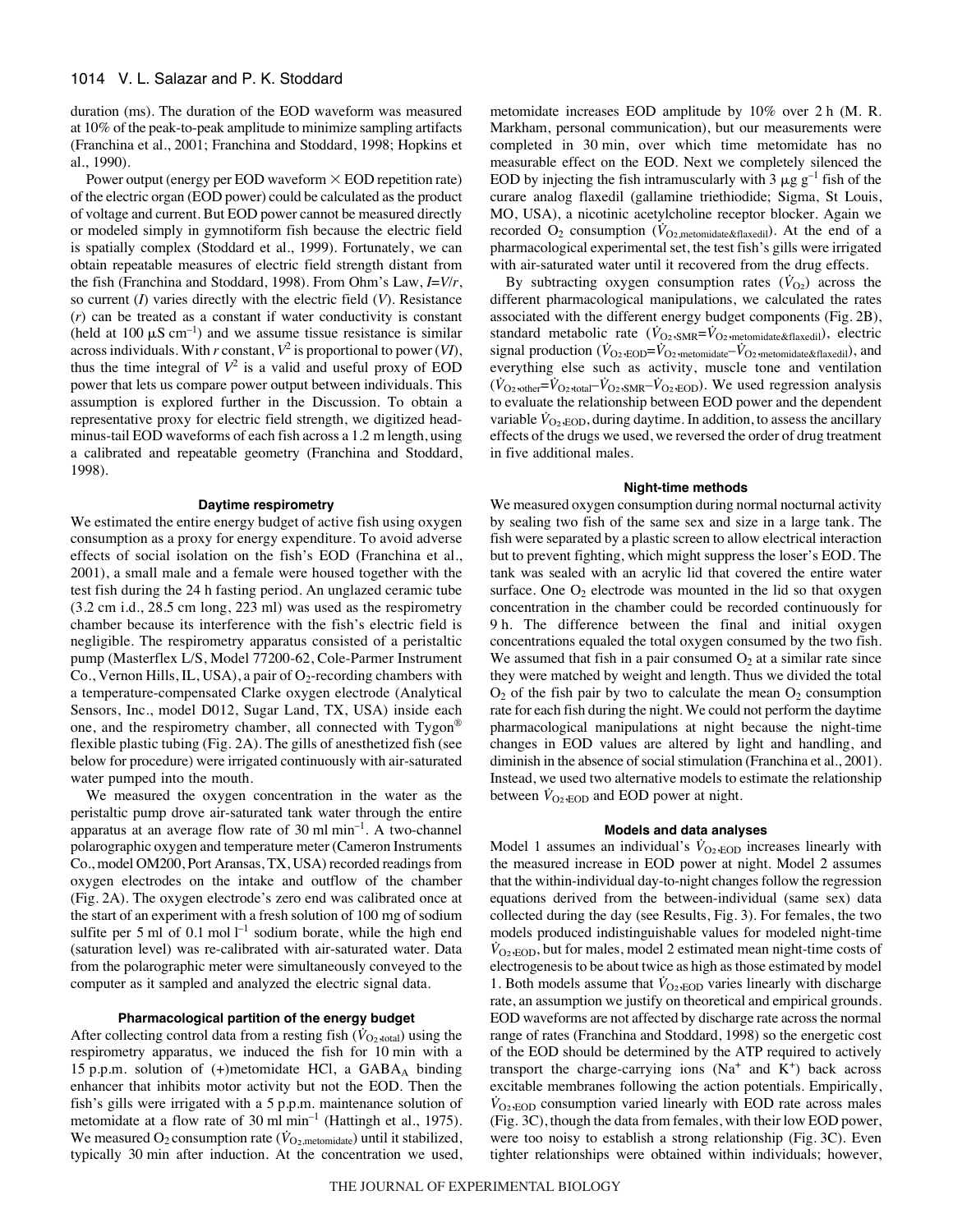duration (ms). The duration of the EOD waveform was measured at 10% of the peak-to-peak amplitude to minimize sampling artifacts (Franchina et al., 2001; Franchina and Stoddard, 1998; Hopkins et al., 1990).

Power output (energy per EOD waveform × EOD repetition rate) of the electric organ (EOD power) could be calculated as the product of voltage and current. But EOD power cannot be measured directly or modeled simply in gymnotiform fish because the electric field is spatially complex (Stoddard et al., 1999). Fortunately, we can obtain repeatable measures of electric field strength distant from the fish (Franchina and Stoddard, 1998). From Ohm's Law, $I=V/r$, so current ($I$) varies directly with the electric field ($V$). Resistance ($r$) can be treated as a constant if water conductivity is constant (held at 100 μS cm$^{-1}$) and we assume tissue resistance is similar across individuals. With $r$ constant, $V^2$ is proportional to power ($VI$), thus the time integral of $V^2$ is a valid and useful proxy of EOD power that lets us compare power output between individuals. This assumption is explored further in the Discussion. To obtain a representative proxy for electric field strength, we digitized head-minus-tail EOD waveforms of each fish across a 1.2 m length, using a calibrated and repeatable geometry (Franchina and Stoddard, 1998).

### Daytime respirometry

We estimated the entire energy budget of active fish using oxygen consumption as a proxy for energy expenditure. To avoid adverse effects of social isolation on the fish's EOD (Franchina et al., 2001), a small male and a female were housed together with the test fish during the 24 h fasting period. An unglazed ceramic tube (3.2 cm i.d., 28.5 cm long, 223 ml) was used as the respirometry chamber because its interference with the fish's electric field is negligible. The respirometry apparatus consisted of a peristaltic pump (Masterflex L/S, Model 77200-62, Cole-Parmer Instrument Co., Vernon Hills, IL, USA), a pair of $O_2$-recording chambers with a temperature-compensated Clarke oxygen electrode (Analytical Sensors, Inc., model D012, Sugar Land, TX, USA) inside each one, and the respirometry chamber, all connected with Tygon® flexible plastic tubing (Fig. 2A). The gills of anesthetized fish (see below for procedure) were irrigated continuously with air-saturated water pumped into the mouth.

We measured the oxygen concentration in the water as the peristaltic pump drove air-saturated tank water through the entire apparatus at an average flow rate of 30 ml min$^{-1}$. A two-channel polarographic oxygen and temperature meter (Cameron Instruments Co., model OM200, Port Aransas, TX, USA) recorded readings from oxygen electrodes on the intake and outflow of the chamber (Fig. 2A). The oxygen electrode's zero end was calibrated once at the start of an experiment with a fresh solution of 100 mg of sodium sulfite per 5 ml of 0.1 mol l$^{-1}$ sodium borate, while the high end (saturation level) was re-calibrated with air-saturated water. Data from the polarographic meter were simultaneously conveyed to the computer as it sampled and analyzed the electric signal data.

### Pharmacological partition of the energy budget

After collecting control data from a resting fish ($\dot{V}_{O_2,\text{total}}$) using the respirometry apparatus, we induced the fish for 10 min with a 15 p.p.m. solution of (+)metomidate HCl, a GABA$_A$ binding enhancer that inhibits motor activity but not the EOD. Then the fish's gills were irrigated with a 5 p.p.m. maintenance solution of metomidate at a flow rate of 30 ml min$^{-1}$ (Hattingh et al., 1975). We measured $O_2$ consumption rate ($\dot{V}_{O_2,\text{metomidate}}$) until it stabilized, typically 30 min after induction. At the concentration we used, metomidate increases EOD amplitude by 10% over 2 h (M. R. Markham, personal communication), but our measurements were completed in 30 min, over which time metomidate has no measurable effect on the EOD. Next we completely silenced the EOD by injecting the fish intramuscularly with 3 μg g$^{-1}$ fish of the curare analog flaxedil (gallamine triethiodide; Sigma, St Louis, MO, USA), a nicotinic acetylcholine receptor blocker. Again we recorded $O_2$ consumption ($\dot{V}_{O_2,\text{metomidate\&flaxedil}}$). At the end of a pharmacological experimental set, the test fish's gills were irrigated with air-saturated water until it recovered from the drug effects.

By subtracting oxygen consumption rates ($\dot{V}_{O_2}$) across the different pharmacological manipulations, we calculated the rates associated with the different energy budget components (Fig. 2B), standard metabolic rate ($\dot{V}_{O_2,\text{SMR}}=\dot{V}_{O_2,\text{metomidate\&flaxedil}}$), electric signal production ($\dot{V}_{O_2,\text{EOD}}=\dot{V}_{O_2,\text{metomidate}}-\dot{V}_{O_2,\text{metomidate\&flaxedil}}$), and everything else such as activity, muscle tone and ventilation ($\dot{V}_{O_2,\text{other}}=\dot{V}_{O_2,\text{total}}-\dot{V}_{O_2,\text{SMR}}-\dot{V}_{O_2,\text{EOD}}$). We used regression analysis to evaluate the relationship between EOD power and the dependent variable $\dot{V}_{O_2,\text{EOD}}$, during daytime. In addition, to assess the ancillary effects of the drugs we used, we reversed the order of drug treatment in five additional males.

### Night-time methods

We measured oxygen consumption during normal nocturnal activity by sealing two fish of the same sex and size in a large tank. The fish were separated by a plastic screen to allow electrical interaction but to prevent fighting, which might suppress the loser's EOD. The tank was sealed with an acrylic lid that covered the entire water surface. One $O_2$ electrode was mounted in the lid so that oxygen concentration in the chamber could be recorded continuously for 9 h. The difference between the final and initial oxygen concentrations equaled the total oxygen consumed by the two fish. We assumed that fish in a pair consumed $O_2$ at a similar rate since they were matched by weight and length. Thus we divided the total $O_2$ of the fish pair by two to calculate the mean $O_2$ consumption rate for each fish during the night. We could not perform the daytime pharmacological manipulations at night because the night-time changes in EOD values are altered by light and handling, and diminish in the absence of social stimulation (Franchina et al., 2001). Instead, we used two alternative models to estimate the relationship between $\dot{V}_{O_2,\text{EOD}}$ and EOD power at night.

### Models and data analyses

Model 1 assumes an individual's $\dot{V}_{O_2,\text{EOD}}$ increases linearly with the measured increase in EOD power at night. Model 2 assumes that the within-individual day-to-night changes follow the regression equations derived from the between-individual (same sex) data collected during the day (see Results, Fig. 3). For females, the two models produced indistinguishable values for modeled night-time $\dot{V}_{O_2,\text{EOD}}$, but for males, model 2 estimated mean night-time costs of electrogenesis to be about twice as high as those estimated by model 1. Both models assume that $\dot{V}_{O_2,\text{EOD}}$ varies linearly with discharge rate, an assumption we justify on theoretical and empirical grounds. EOD waveforms are not affected by discharge rate across the normal range of rates (Franchina and Stoddard, 1998) so the energetic cost of the EOD should be determined by the ATP required to actively transport the charge-carrying ions ($Na^+$ and $K^+$) back across excitable membranes following the action potentials. Empirically, $\dot{V}_{O_2,\text{EOD}}$ consumption varied linearly with EOD rate across males (Fig. 3C), though the data from females, with their low EOD power, were too noisy to establish a strong relationship (Fig. 3C). Even tighter relationships were obtained within individuals; however,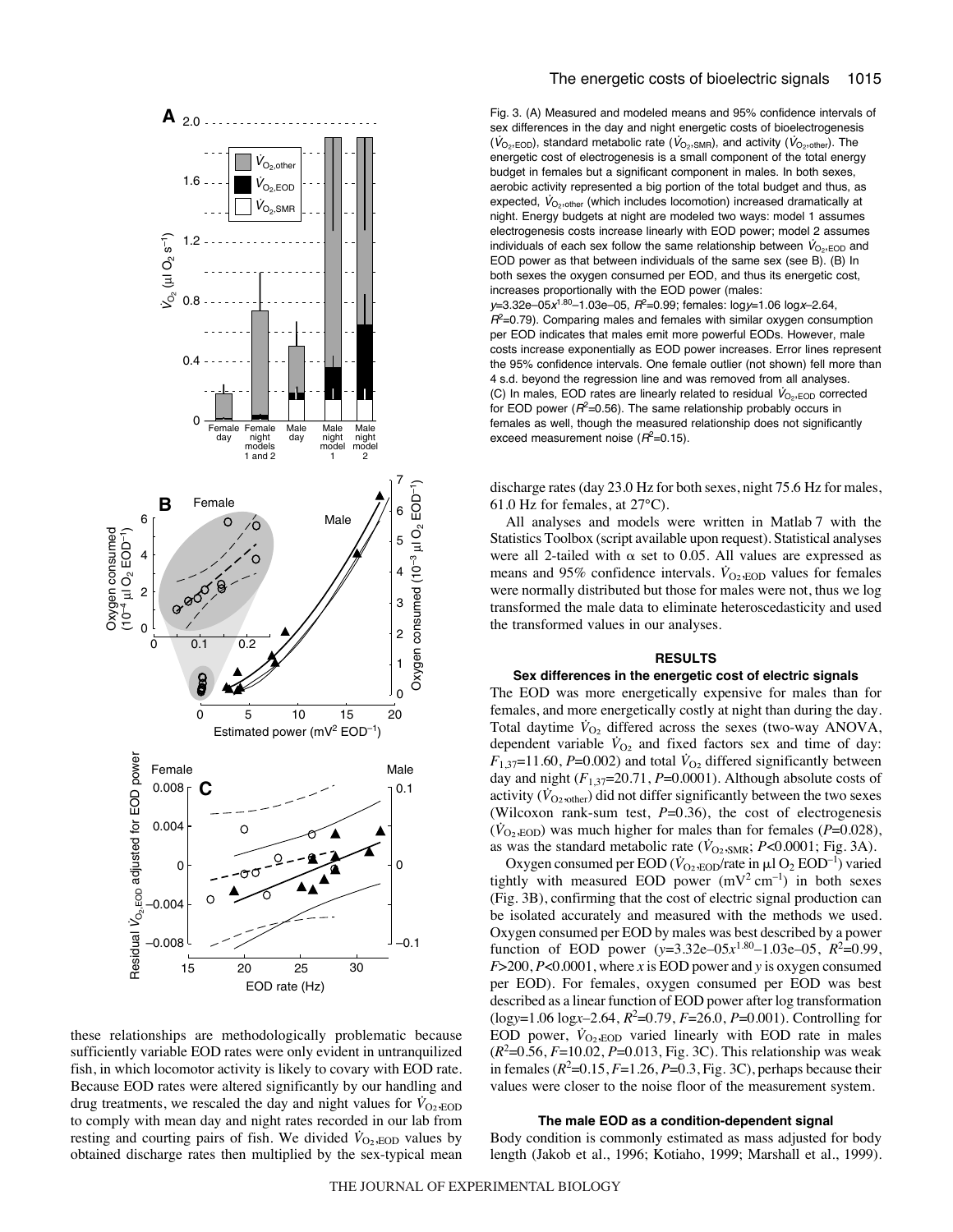Fig. 3. (A) Measured and modeled means and 95% confidence intervals of sex differences in the day and night energetic costs of bioelectrogenesis ($\dot{V}_{O_2,EOD}$), standard metabolic rate ($\dot{V}_{O_2,SMR}$), and activity ($\dot{V}_{O_2,other}$). The energetic cost of electrogenesis is a small component of the total energy budget in females but a significant component in males. In both sexes, aerobic activity represented a big portion of the total budget and thus, as expected, $\dot{V}_{O_2,other}$ (which includes locomotion) increased dramatically at night. Energy budgets at night are modeled two ways: model 1 assumes electrogenesis costs increase linearly with EOD power; model 2 assumes individuals of each sex follow the same relationship between $\dot{V}_{O_2,EOD}$ and EOD power as that between individuals of the same sex (see B). (B) In both sexes the oxygen consumed per EOD, and thus its energetic cost, increases proportionally with the EOD power (males: $y$=3.32e–05$x^{1.80}$–1.03e–05, $R^2$=0.99; females: log$y$=1.06 log$x$–2.64, $R^2$=0.79). Comparing males and females with similar oxygen consumption per EOD indicates that males emit more powerful EODs. However, male costs increase exponentially as EOD power increases. Error lines represent the 95% confidence intervals. One female outlier (not shown) fell more than 4 s.d. beyond the regression line and was removed from all analyses. (C) In males, EOD rates are linearly related to residual $\dot{V}_{O_2,EOD}$ corrected for EOD power ($R^2$=0.56). The same relationship probably occurs in females as well, though the measured relationship does not significantly exceed measurement noise ($R^2$=0.15).

these relationships are methodologically problematic because sufficiently variable EOD rates were only evident in untranquilized fish, in which locomotor activity is likely to covary with EOD rate. Because EOD rates were altered significantly by our handling and drug treatments, we rescaled the day and night values for $\dot{V}_{O_2,EOD}$ to comply with mean day and night rates recorded in our lab from resting and courting pairs of fish. We divided $\dot{V}_{O_2,EOD}$ values by obtained discharge rates then multiplied by the sex-typical mean discharge rates (day 23.0 Hz for both sexes, night 75.6 Hz for males, 61.0 Hz for females, at 27°C).

All analyses and models were written in Matlab 7 with the Statistics Toolbox (script available upon request). Statistical analyses were all 2-tailed with $\alpha$ set to 0.05. All values are expressed as means and 95% confidence intervals. $\dot{V}_{O_2,EOD}$ values for females were normally distributed but those for males were not, thus we log transformed the male data to eliminate heteroscedasticity and used the transformed values in our analyses.

## RESULTS

### Sex differences in the energetic cost of electric signals

The EOD was more energetically expensive for males than for females, and more energetically costly at night than during the day. Total daytime $\dot{V}_{O_2}$ differed across the sexes (two-way ANOVA, dependent variable $\dot{V}_{O_2}$ and fixed factors sex and time of day: $F_{1,37}$=11.60, $P$=0.002) and total $\dot{V}_{O_2}$ differed significantly between day and night ($F_{1,37}$=20.71, $P$=0.0001). Although absolute costs of activity ($\dot{V}_{O_2,other}$) did not differ significantly between the two sexes (Wilcoxon rank-sum test, $P$=0.36), the cost of electrogenesis ($\dot{V}_{O_2,EOD}$) was much higher for males than for females ($P$=0.028), as was the standard metabolic rate ($\dot{V}_{O_2,SMR}$; $P$<0.0001; Fig. 3A).

Oxygen consumed per EOD ($\dot{V}_{O_2,EOD}$/rate in μl $O_2$ $EOD^{-1}$) varied tightly with measured EOD power ($mV^2$ $cm^{-1}$) in both sexes (Fig. 3B), confirming that the cost of electric signal production can be isolated accurately and measured with the methods we used. Oxygen consumed per EOD by males was best described by a power function of EOD power ($y$=3.32e–05$x^{1.80}$–1.03e–05, $R^2$=0.99, $F$>200, $P$<0.0001, where $x$ is EOD power and $y$ is oxygen consumed per EOD). For females, oxygen consumed per EOD was best described as a linear function of EOD power after log transformation (log$y$=1.06 log$x$–2.64, $R^2$=0.79, $F$=26.0, $P$=0.001). Controlling for EOD power, $\dot{V}_{O_2,EOD}$ varied linearly with EOD rate in males ($R^2$=0.56, $F$=10.02, $P$=0.013, Fig. 3C). This relationship was weak in females ($R^2$=0.15, $F$=1.26, $P$=0.3, Fig. 3C), perhaps because their values were closer to the noise floor of the measurement system.

### The male EOD as a condition-dependent signal

Body condition is commonly estimated as mass adjusted for body length (Jakob et al., 1996; Kotiaho, 1999; Marshall et al., 1999).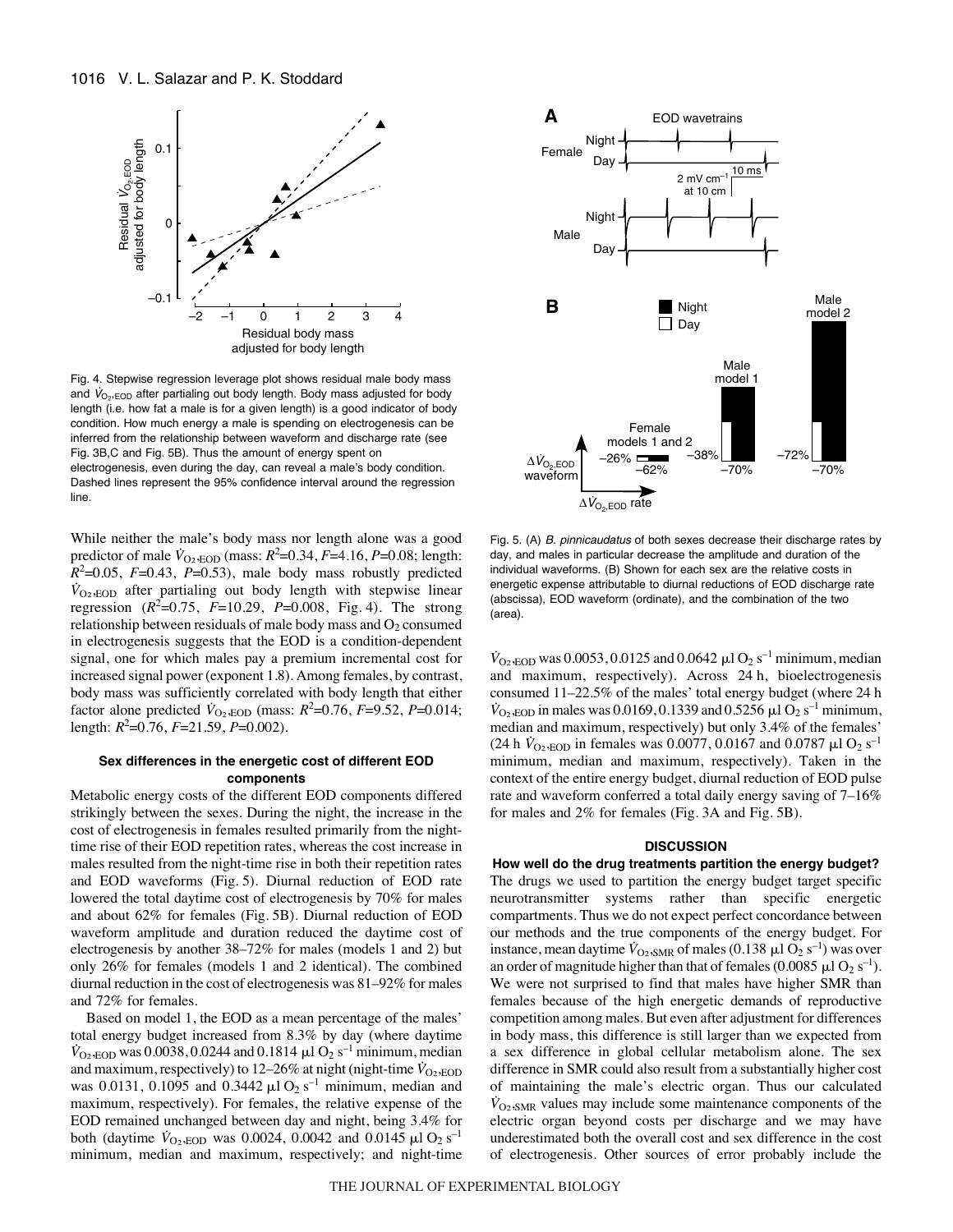Fig. 4. Stepwise regression leverage plot shows residual male body mass and $\dot{V}_{O_2,EOD}$ after partialing out body length. Body mass adjusted for body length (i.e. how fat a male is for a given length) is a good indicator of body condition. How much energy a male is spending on electrogenesis can be inferred from the relationship between waveform and discharge rate (see Fig. 3B,C and Fig. 5B). Thus the amount of energy spent on electrogenesis, even during the day, can reveal a male's body condition. Dashed lines represent the 95% confidence interval around the regression line.

While neither the male's body mass nor length alone was a good predictor of male $\dot{V}_{O_2,EOD}$ (mass: $R^2$=0.34, $F$=4.16, $P$=0.08; length: $R^2$=0.05, $F$=0.43, $P$=0.53), male body mass robustly predicted $\dot{V}_{O_2,EOD}$ after partialing out body length with stepwise linear regression ($R^2$=0.75, $F$=10.29, $P$=0.008, Fig. 4). The strong relationship between residuals of male body mass and $O_2$ consumed in electrogenesis suggests that the EOD is a condition-dependent signal, one for which males pay a premium incremental cost for increased signal power (exponent 1.8). Among females, by contrast, body mass was sufficiently correlated with body length that either factor alone predicted $\dot{V}_{O_2,EOD}$ (mass: $R^2$=0.76, $F$=9.52, $P$=0.014; length: $R^2$=0.76, $F$=21.59, $P$=0.002).

### Sex differences in the energetic cost of different EOD components

Metabolic energy costs of the different EOD components differed strikingly between the sexes. During the night, the increase in the cost of electrogenesis in females resulted primarily from the night-time rise of their EOD repetition rates, whereas the cost increase in males resulted from the night-time rise in both their repetition rates and EOD waveforms (Fig. 5). Diurnal reduction of EOD rate lowered the total daytime cost of electrogenesis by 70% for males and about 62% for females (Fig. 5B). Diurnal reduction of EOD waveform amplitude and duration reduced the daytime cost of electrogenesis by another 38–72% for males (models 1 and 2) but only 26% for females (models 1 and 2 identical). The combined diurnal reduction in the cost of electrogenesis was 81–92% for males and 72% for females.

Based on model 1, the EOD as a mean percentage of the males' total energy budget increased from 8.3% by day (where daytime $\dot{V}_{O_2,EOD}$ was 0.0038, 0.0244 and 0.1814 $\mu$l $O_2$ s$^{-1}$ minimum, median and maximum, respectively) to 12–26% at night (night-time $\dot{V}_{O_2,EOD}$ was 0.0131, 0.1095 and 0.3442 $\mu$l $O_2$ s$^{-1}$ minimum, median and maximum, respectively). For females, the relative expense of the EOD remained unchanged between day and night, being 3.4% for both (daytime $\dot{V}_{O_2,EOD}$ was 0.0024, 0.0042 and 0.0145 $\mu$l $O_2$ s$^{-1}$ minimum, median and maximum, respectively; and night-time $\dot{V}_{O_2,EOD}$ was 0.0053, 0.0125 and 0.0642 $\mu$l $O_2$ s$^{-1}$ minimum, median and maximum, respectively). Across 24 h, bioelectrogenesis consumed 11–22.5% of the males' total energy budget (where 24 h $\dot{V}_{O_2,EOD}$ in males was 0.0169, 0.1339 and 0.5256 $\mu$l $O_2$ s$^{-1}$ minimum, median and maximum, respectively) but only 3.4% of the females' (24 h $\dot{V}_{O_2,EOD}$ in females was 0.0077, 0.0167 and 0.0787 $\mu$l $O_2$ s$^{-1}$ minimum, median and maximum, respectively). Taken in the context of the entire energy budget, diurnal reduction of EOD pulse rate and waveform conferred a total daily energy saving of 7–16% for males and 2% for females (Fig. 3A and Fig. 5B).

Fig. 5. (A) *B. pinnicaudatus* of both sexes decrease their discharge rates by day, and males in particular decrease the amplitude and duration of the individual waveforms. (B) Shown for each sex are the relative costs in energetic expense attributable to diurnal reductions of EOD discharge rate (abscissa), EOD waveform (ordinate), and the combination of the two (area).

## DISCUSSION

### How well do the drug treatments partition the energy budget?

The drugs we used to partition the energy budget target specific neurotransmitter systems rather than specific energetic compartments. Thus we do not expect perfect concordance between our methods and the true components of the energy budget. For instance, mean daytime $\dot{V}_{O_2,SMR}$ of males (0.138 $\mu$l $O_2$ s$^{-1}$) was over an order of magnitude higher than that of females (0.0085 $\mu$l $O_2$ s$^{-1}$). We were not surprised to find that males have higher SMR than females because of the high energetic demands of reproductive competition among males. But even after adjustment for differences in body mass, this difference is still larger than we expected from a sex difference in global cellular metabolism alone. The sex difference in SMR could also result from a substantially higher cost of maintaining the male's electric organ. Thus our calculated $\dot{V}_{O_2,SMR}$ values may include some maintenance components of the electric organ beyond costs per discharge and we may have underestimated both the overall cost and sex difference in the cost of electrogenesis. Other sources of error probably include the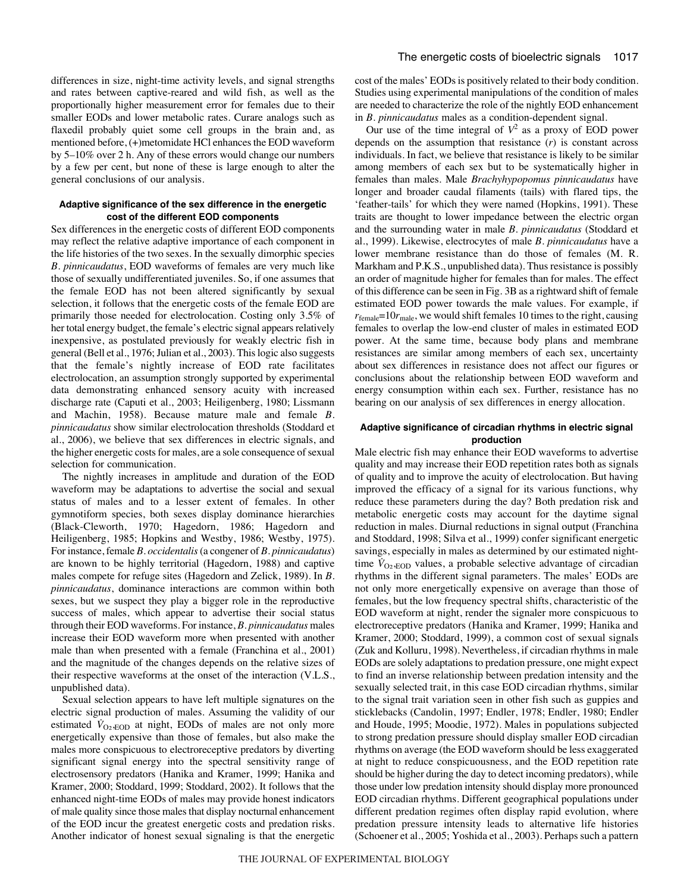differences in size, night-time activity levels, and signal strengths and rates between captive-reared and wild fish, as well as the proportionally higher measurement error for females due to their smaller EODs and lower metabolic rates. Curare analogs such as flaxedil probably quiet some cell groups in the brain and, as mentioned before, (+)metomidate HCl enhances the EOD waveform by 5–10% over 2 h. Any of these errors would change our numbers by a few per cent, but none of these is large enough to alter the general conclusions of our analysis.

#### Adaptive significance of the sex difference in the energetic cost of the different EOD components

Sex differences in the energetic costs of different EOD components may reflect the relative adaptive importance of each component in the life histories of the two sexes. In the sexually dimorphic species *B. pinnicaudatus*, EOD waveforms of females are very much like those of sexually undifferentiated juveniles. So, if one assumes that the female EOD has not been altered significantly by sexual selection, it follows that the energetic costs of the female EOD are primarily those needed for electrolocation. Costing only 3.5% of her total energy budget, the female's electric signal appears relatively inexpensive, as postulated previously for weakly electric fish in general (Bell et al., 1976; Julian et al., 2003). This logic also suggests that the female's nightly increase of EOD rate facilitates electrolocation, an assumption strongly supported by experimental data demonstrating enhanced sensory acuity with increased discharge rate (Caputi et al., 2003; Heiligenberg, 1980; Lissmann and Machin, 1958). Because mature male and female *B. pinnicaudatus* show similar electrolocation thresholds (Stoddard et al., 2006), we believe that sex differences in electric signals, and the higher energetic costs for males, are a sole consequence of sexual selection for communication.

The nightly increases in amplitude and duration of the EOD waveform may be adaptations to advertise the social and sexual status of males and to a lesser extent of females. In other gymnotiform species, both sexes display dominance hierarchies (Black-Cleworth, 1970; Hagedorn, 1986; Hagedorn and Heiligenberg, 1985; Hopkins and Westby, 1986; Westby, 1975). For instance, female *B. occidentalis* (a congener of *B. pinnicaudatus*) are known to be highly territorial (Hagedorn, 1988) and captive males compete for refuge sites (Hagedorn and Zelick, 1989). In *B. pinnicaudatus*, dominance interactions are common within both sexes, but we suspect they play a bigger role in the reproductive success of males, which appear to advertise their social status through their EOD waveforms. For instance, *B. pinnicaudatus* males increase their EOD waveform more when presented with another male than when presented with a female (Franchina et al., 2001) and the magnitude of the changes depends on the relative sizes of their respective waveforms at the onset of the interaction (V.L.S., unpublished data).

Sexual selection appears to have left multiple signatures on the electric signal production of males. Assuming the validity of our estimated $\dot{V}_{O_2,EOD}$ at night, EODs of males are not only more energetically expensive than those of females, but also make the males more conspicuous to electroreceptive predators by diverting significant signal energy into the spectral sensitivity range of electrosensory predators (Hanika and Kramer, 1999; Hanika and Kramer, 2000; Stoddard, 1999; Stoddard, 2002). It follows that the enhanced night-time EODs of males may provide honest indicators of male quality since those males that display nocturnal enhancement of the EOD incur the greatest energetic costs and predation risks. Another indicator of honest sexual signaling is that the energetic cost of the males' EODs is positively related to their body condition. Studies using experimental manipulations of the condition of males are needed to characterize the role of the nightly EOD enhancement in *B. pinnicaudatus* males as a condition-dependent signal.

Our use of the time integral of $V^2$ as a proxy of EOD power depends on the assumption that resistance ($r$) is constant across individuals. In fact, we believe that resistance is likely to be similar among members of each sex but to be systematically higher in females than males. Male *Brachyhypopomus pinnicaudatus* have longer and broader caudal filaments (tails) with flared tips, the 'feather-tails' for which they were named (Hopkins, 1991). These traits are thought to lower impedance between the electric organ and the surrounding water in male *B. pinnicaudatus* (Stoddard et al., 1999). Likewise, electrocytes of male *B. pinnicaudatus* have a lower membrane resistance than do those of females (M. R. Markham and P.K.S., unpublished data). Thus resistance is possibly an order of magnitude higher for females than for males. The effect of this difference can be seen in Fig. 3B as a rightward shift of female estimated EOD power towards the male values. For example, if $r_{female}=10r_{male}$, we would shift females 10 times to the right, causing females to overlap the low-end cluster of males in estimated EOD power. At the same time, because body plans and membrane resistances are similar among members of each sex, uncertainty about sex differences in resistance does not affect our figures or conclusions about the relationship between EOD waveform and energy consumption within each sex. Further, resistance has no bearing on our analysis of sex differences in energy allocation.

#### Adaptive significance of circadian rhythms in electric signal production

Male electric fish may enhance their EOD waveforms to advertise quality and may increase their EOD repetition rates both as signals of quality and to improve the acuity of electrolocation. But having improved the efficacy of a signal for its various functions, why reduce these parameters during the day? Both predation risk and metabolic energetic costs may account for the daytime signal reduction in males. Diurnal reductions in signal output (Franchina and Stoddard, 1998; Silva et al., 1999) confer significant energetic savings, especially in males as determined by our estimated night-time $\dot{V}_{O_2,EOD}$ values, a probable selective advantage of circadian rhythms in the different signal parameters. The males' EODs are not only more energetically expensive on average than those of females, but the low frequency spectral shifts, characteristic of the EOD waveform at night, render the signaler more conspicuous to electroreceptive predators (Hanika and Kramer, 1999; Hanika and Kramer, 2000; Stoddard, 1999), a common cost of sexual signals (Zuk and Kolluru, 1998). Nevertheless, if circadian rhythms in male EODs are solely adaptations to predation pressure, one might expect to find an inverse relationship between predation intensity and the sexually selected trait, in this case EOD circadian rhythms, similar to the signal trait variation seen in other fish such as guppies and sticklebacks (Candolin, 1997; Endler, 1978; Endler, 1980; Endler and Houde, 1995; Moodie, 1972). Males in populations subjected to strong predation pressure should display smaller EOD circadian rhythms on average (the EOD waveform should be less exaggerated at night to reduce conspicuousness, and the EOD repetition rate should be higher during the day to detect incoming predators), while those under low predation intensity should display more pronounced EOD circadian rhythms. Different geographical populations under different predation regimes often display rapid evolution, where predation pressure intensity leads to alternative life histories (Schoener et al., 2005; Yoshida et al., 2003). Perhaps such a pattern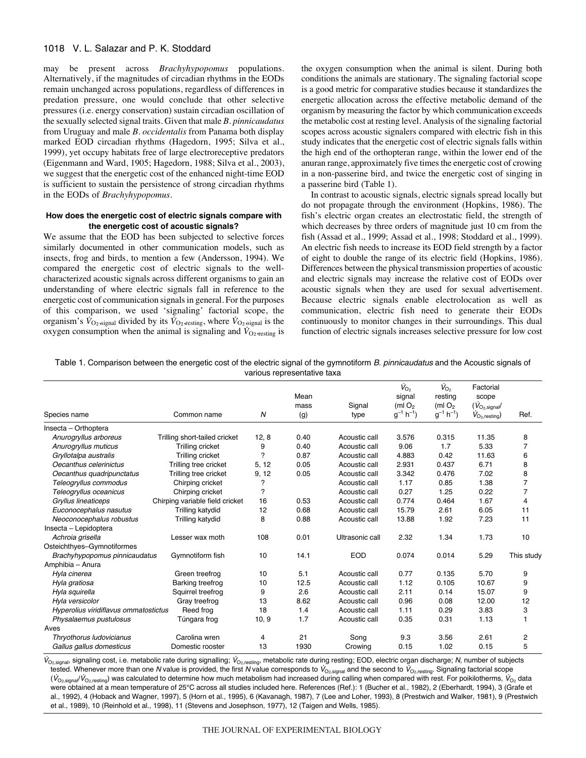may be present across *Brachyhypopomus* populations. Alternatively, if the magnitudes of circadian rhythms in the EODs remain unchanged across populations, regardless of differences in predation pressure, one would conclude that other selective pressures (i.e. energy conservation) sustain circadian oscillation of the sexually selected signal traits. Given that male *B. pinnicaudatus* from Uruguay and male *B. occidentalis* from Panama both display marked EOD circadian rhythms (Hagedorn, 1995; Silva et al., 1999), yet occupy habitats free of large electroreceptive predators (Eigenmann and Ward, 1905; Hagedorn, 1988; Silva et al., 2003), we suggest that the energetic cost of the enhanced night-time EOD is sufficient to sustain the persistence of strong circadian rhythms in the EODs of *Brachyhypopomus*.

#### How does the energetic cost of electric signals compare with the energetic cost of acoustic signals?

We assume that the EOD has been subjected to selective forces similarly documented in other communication models, such as insects, frog and birds, to mention a few (Andersson, 1994). We compared the energetic cost of electric signals to the well-characterized acoustic signals across different organisms to gain an understanding of where electric signals fall in reference to the energetic cost of communication signals in general. For the purposes of this comparison, we used 'signaling' factorial scope, the organism's $\dot{V}_{O_2,\mathrm{signal}}$ divided by its $\dot{V}_{O_2,\mathrm{resting}}$, where $\dot{V}_{O_2,\mathrm{signal}}$ is the oxygen consumption when the animal is signaling and $\dot{V}_{O_2,\mathrm{resting}}$ is the oxygen consumption when the animal is silent. During both conditions the animals are stationary. The signaling factorial scope is a good metric for comparative studies because it standardizes the energetic allocation across the effective metabolic demand of the organism by measuring the factor by which communication exceeds the metabolic cost at resting level. Analysis of the signaling factorial scopes across acoustic signalers compared with electric fish in this study indicates that the energetic cost of electric signals falls within the high end of the orthopteran range, within the lower end of the anuran range, approximately five times the energetic cost of crowing in a non-passerine bird, and twice the energetic cost of singing in a passerine bird (Table 1).

In contrast to acoustic signals, electric signals spread locally but do not propagate through the environment (Hopkins, 1986). The fish's electric organ creates an electrostatic field, the strength of which decreases by three orders of magnitude just 10 cm from the fish (Assad et al., 1999; Assad et al., 1998; Stoddard et al., 1999). An electric fish needs to increase its EOD field strength by a factor of eight to double the range of its electric field (Hopkins, 1986). Differences between the physical transmission properties of acoustic and electric signals may increase the relative cost of EODs over acoustic signals when they are used for sexual advertisement. Because electric signals enable electrolocation as well as communication, electric fish need to generate their EODs continuously to monitor changes in their surroundings. This dual function of electric signals increases selective pressure for low cost

Table 1. Comparison between the energetic cost of the electric signal of the gymnotiform *B. pinnicaudatus* and the Acoustic signals of various representative taxa

| Species name | Common name | $N$ | Mean mass (g) | Signal type | $\dot{V}_{O_2}$ signal (ml $O_2$ $g^{-1}$ $h^{-1}$) | $\dot{V}_{O_2}$ resting (ml $O_2$ $g^{-1}$ $h^{-1}$) | Factorial scope ($\dot{V}_{O_2,\mathrm{signal}}$/ $\dot{V}_{O_2,\mathrm{resting}}$) | Ref. |
|---|---|---|---|---|---|---|---|---|
| Insecta – Orthoptera | | | | | | | | |
| *Anurogryllus arboreus* | Trilling short-tailed cricket | 12, 8 | 0.40 | Acoustic call | 3.576 | 0.315 | 11.35 | 8 |
| *Anurogryllus muticus* | Trilling cricket | 9 | 0.40 | Acoustic call | 9.06 | 1.7 | 5.33 | 7 |
| *Gryllotalpa australis* | Trilling cricket | ? | 0.87 | Acoustic call | 4.883 | 0.42 | 11.63 | 6 |
| *Oecanthus celerinictus* | Trilling tree cricket | 5, 12 | 0.05 | Acoustic call | 2.931 | 0.437 | 6.71 | 8 |
| *Oecanthus quadripunctatus* | Trilling tree cricket | 9, 12 | 0.05 | Acoustic call | 3.342 | 0.476 | 7.02 | 8 |
| *Teleogryllus commodus* | Chirping cricket | ? | | Acoustic call | 1.17 | 0.85 | 1.38 | 7 |
| *Teleogryllus oceanicus* | Chirping cricket | ? | | Acoustic call | 0.27 | 1.25 | 0.22 | 7 |
| *Gryllus lineaticeps* | Chirping variable field cricket | 16 | 0.53 | Acoustic call | 0.774 | 0.464 | 1.67 | 4 |
| *Euconocephalus nasutus* | Trilling katydid | 12 | 0.68 | Acoustic call | 15.79 | 2.61 | 6.05 | 11 |
| *Neoconocephalus robustus* | Trilling katydid | 8 | 0.88 | Acoustic call | 13.88 | 1.92 | 7.23 | 11 |
| Insecta – Lepidoptera | | | | | | | | |
| *Achroia grisella* | Lesser wax moth | 108 | 0.01 | Ultrasonic call | 2.32 | 1.34 | 1.73 | 10 |
| Osteichthyes–Gymnotiformes | | | | | | | | |
| *Brachyhypopomus pinnicaudatus* | Gymnotiform fish | 10 | 14.1 | EOD | 0.074 | 0.014 | 5.29 | This study |
| Amphibia – Anura | | | | | | | | |
| *Hyla cinerea* | Green treefrog | 10 | 5.1 | Acoustic call | 0.77 | 0.135 | 5.70 | 9 |
| *Hyla gratiosa* | Barking treefrog | 10 | 12.5 | Acoustic call | 1.12 | 0.105 | 10.67 | 9 |
| *Hyla squirella* | Squirrel treefrog | 9 | 2.6 | Acoustic call | 2.11 | 0.14 | 15.07 | 9 |
| *Hyla versicolor* | Gray treefrog | 13 | 8.62 | Acoustic call | 0.96 | 0.08 | 12.00 | 12 |
| *Hyperolius viridiflavus ommatostictus* | Reed frog | 18 | 1.4 | Acoustic call | 1.11 | 0.29 | 3.83 | 3 |
| *Physalaemus pustulosus* | Túngara frog | 10, 9 | 1.7 | Acoustic call | 0.35 | 0.31 | 1.13 | 1 |
| Aves | | | | | | | | |
| *Thryothorus ludovicianus* | Carolina wren | 4 | 21 | Song | 9.3 | 3.56 | 2.61 | 2 |
| *Gallus gallus domesticus* | Domestic rooster | 13 | 1930 | Crowing | 0.15 | 1.02 | 0.15 | 5 |

$\dot{V}_{O_2,\mathrm{signal}}$, signaling cost, i.e. metabolic rate during signalling; $\dot{V}_{O_2,\mathrm{resting}}$, metabolic rate during resting; EOD, electric organ discharge; $N$, number of subjects tested. Whenever more than one $N$ value is provided, the first $N$ value corresponds to $\dot{V}_{O_2,\mathrm{signal}}$ and the second to $\dot{V}_{O_2,\mathrm{resting}}$. Signaling factorial scope ($\dot{V}_{O_2,\mathrm{signal}}$/$\dot{V}_{O_2,\mathrm{resting}}$) was calculated to determine how much metabolism had increased during calling when compared with rest. For poikilotherms, $\dot{V}_{O_2}$ data were obtained at a mean temperature of 25°C across all studies included here. References (Ref.): 1 (Bucher et al., 1982), 2 (Eberhardt, 1994), 3 (Grafe et al., 1992), 4 (Hoback and Wagner, 1997), 5 (Horn et al., 1995), 6 (Kavanagh, 1987), 7 (Lee and Loher, 1993), 8 (Prestwich and Walker, 1981), 9 (Prestwich et al., 1989), 10 (Reinhold et al., 1998), 11 (Stevens and Josephson, 1977), 12 (Taigen and Wells, 1985).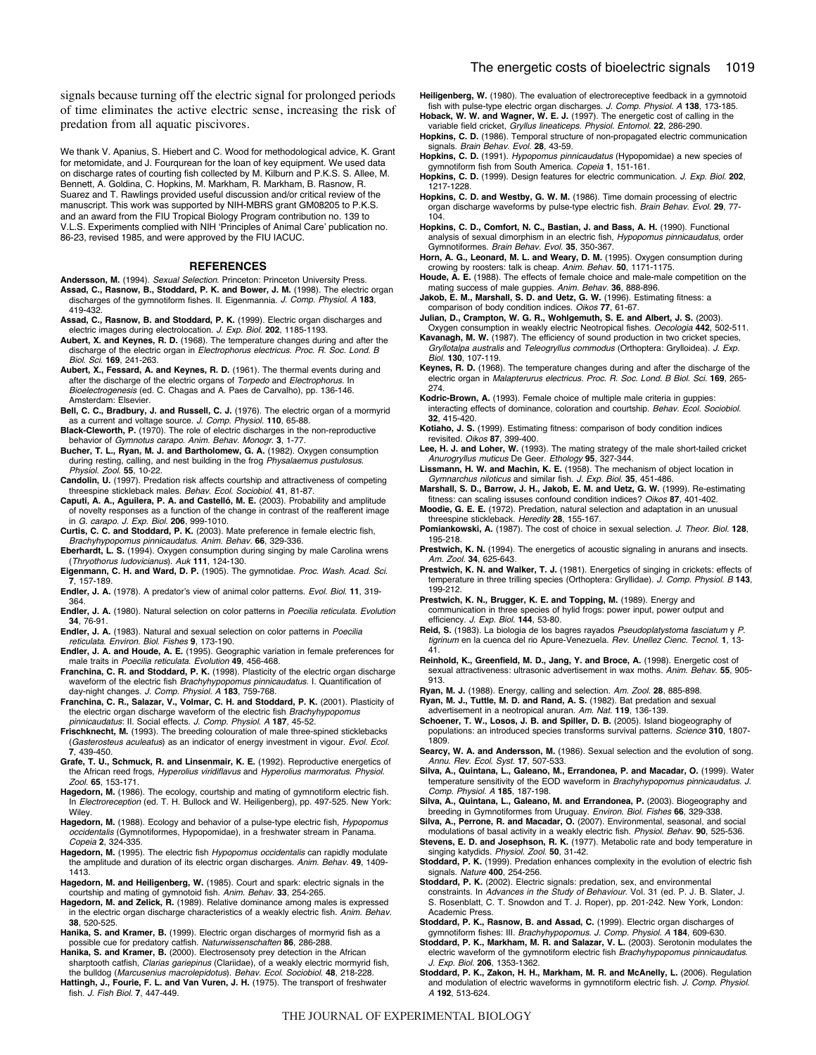signals because turning off the electric signal for prolonged periods of time eliminates the active electric sense, increasing the risk of predation from all aquatic piscivores.

We thank V. Apanius, S. Hiebert and C. Wood for methodological advice, K. Grant for metomidate, and J. Fourqurean for the loan of key equipment. We used data on discharge rates of courting fish collected by M. Kilburn and P.K.S. S. Allee, M. Bennett, A. Goldina, C. Hopkins, M. Markham, R. Markham, B. Rasnow, R. Suarez and T. Rawlings provided useful discussion and/or critical review of the manuscript. This work was supported by NIH-MBRS grant GM08205 to P.K.S. and an award from the FIU Tropical Biology Program contribution no. 139 to V.L.S. Experiments complied with NIH 'Principles of Animal Care' publication no. 86-23, revised 1985, and were approved by the FIU IACUC.

## REFERENCES

**Andersson, M.** (1994). *Sexual Selection*. Princeton: Princeton University Press.

**Assad, C., Rasnow, B., Stoddard, P. K. and Bower, J. M.** (1998). The electric organ discharges of the gymnotiform fishes. II. Eigenmannia. *J. Comp. Physiol. A* **183**, 419-432.

**Assad, C., Rasnow, B. and Stoddard, P. K.** (1999). Electric organ discharges and electric images during electrolocation. *J. Exp. Biol.* **202**, 1185-1193.

**Aubert, X. and Keynes, R. D.** (1968). The temperature changes during and after the discharge of the electric organ in *Electrophorus electricus*. *Proc. R. Soc. Lond. B Biol. Sci.* **169**, 241-263.

**Aubert, X., Fessard, A. and Keynes, R. D.** (1961). The thermal events during and after the discharge of the electric organs of *Torpedo* and *Electrophorus*. In *Bioelectrogenesis* (ed. C. Chagas and A. Paes de Carvalho), pp. 136-146. Amsterdam: Elsevier.

**Bell, C. C., Bradbury, J. and Russell, C. J.** (1976). The electric organ of a mormyrid as a current and voltage source. *J. Comp. Physiol.* **110**, 65-88.

**Black-Cleworth, P.** (1970). The role of electric discharges in the non-reproductive behavior of *Gymnotus carapo*. *Anim. Behav. Monogr.* **3**, 1-77.

**Bucher, T. L., Ryan, M. J. and Bartholomew, G. A.** (1982). Oxygen consumption during resting, calling, and nest building in the frog *Physalaemus pustulosus*. *Physiol. Zool.* **55**, 10-22.

**Candolin, U.** (1997). Predation risk affects courtship and attractiveness of competing threespine stickleback males. *Behav. Ecol. Sociobiol.* **41**, 81-87.

**Caputi, A. A., Aguilera, P. A. and Castelló, M. E.** (2003). Probability and amplitude of novelty responses as a function of the change in contrast of the reafferent image in *G. carapo*. *J. Exp. Biol.* **206**, 999-1010.

**Curtis, C. C. and Stoddard, P. K.** (2003). Mate preference in female electric fish, *Brachyhypopomus pinnicaudatus*. *Anim. Behav.* **66**, 329-336.

**Eberhardt, L. S.** (1994). Oxygen consumption during singing by male Carolina wrens (*Thryothorus ludovicianus*). *Auk* **111**, 124-130.

**Eigenmann, C. H. and Ward, D. P.** (1905). The gymnotidae. *Proc. Wash. Acad. Sci.* **7**, 157-189.

**Endler, J. A.** (1978). A predator's view of animal color patterns. *Evol. Biol.* **11**, 319-364.

**Endler, J. A.** (1980). Natural selection on color patterns in *Poecilia reticulata*. *Evolution* **34**, 76-91.

**Endler, J. A.** (1983). Natural and sexual selection on color patterns in *Poecilia reticulata*. *Environ. Biol. Fishes* **9**, 173-190.

**Endler, J. A. and Houde, A. E.** (1995). Geographic variation in female preferences for male traits in *Poecilia reticulata*. *Evolution* **49**, 456-468.

**Franchina, C. R. and Stoddard, P. K.** (1998). Plasticity of the electric organ discharge waveform of the electric fish *Brachyhypopomus pinnicaudatus*. I. Quantification of day-night changes. *J. Comp. Physiol. A* **183**, 759-768.

**Franchina, C. R., Salazar, V., Volmar, C. H. and Stoddard, P. K.** (2001). Plasticity of the electric organ discharge waveform of the electric fish *Brachyhypopomus pinnicaudatus*: II. Social effects. *J. Comp. Physiol. A* **187**, 45-52.

**Frischknecht, M.** (1993). The breeding colouration of male three-spined sticklebacks (*Gasterosteus aculeatus*) as an indicator of energy investment in vigour. *Evol. Ecol.* **7**, 439-450.

**Grafe, T. U., Schmuck, R. and Linsenmair, K. E.** (1992). Reproductive energetics of the African reed frogs, *Hyperolius viridiflavus* and *Hyperolius marmoratus*. *Physiol. Zool.* **65**, 153-171.

**Hagedorn, M.** (1986). The ecology, courtship and mating of gymnotiform electric fish. In *Electroreception* (ed. T. H. Bullock and W. Heiligenberg), pp. 497-525. New York: Wiley.

**Hagedorn, M.** (1988). Ecology and behavior of a pulse-type electric fish, *Hypopomus occidentalis* (Gymnotiformes, Hypopomidae), in a freshwater stream in Panama. *Copeia* **2**, 324-335.

**Hagedorn, M.** (1995). The electric fish *Hypopomus occidentalis* can rapidly modulate the amplitude and duration of its electric organ discharges. *Anim. Behav.* **49**, 1409-1413.

**Hagedorn, M. and Heiligenberg, W.** (1985). Court and spark: electric signals in the courtship and mating of gymnotoid fish. *Anim. Behav.* **33**, 254-265.

**Hagedorn, M. and Zelick, R.** (1989). Relative dominance among males is expressed in the electric organ discharge characteristics of a weakly electric fish. *Anim. Behav.* **38**, 520-525.

**Hanika, S. and Kramer, B.** (1999). Electric organ discharges of mormyrid fish as a possible cue for predatory catfish. *Naturwissenschaften* **86**, 286-288.

**Hanika, S. and Kramer, B.** (2000). Electrosensoty prey detection in the African sharptooth catfish, *Clarias gariepinus* (Clariidae), of a weakly electric mormyrid fish, the bulldog (*Marcusenius macrolepidotus*). *Behav. Ecol. Sociobiol.* **48**, 218-228.

**Hattingh, J., Fourie, F. L. and Van Vuren, J. H.** (1975). The transport of freshwater fish. *J. Fish Biol.* **7**, 447-449.

**Heiligenberg, W.** (1980). The evaluation of electroreceptive feedback in a gymnotoid fish with pulse-type electric organ discharges. *J. Comp. Physiol. A* **138**, 173-185.

**Hoback, W. W. and Wagner, W. E. J.** (1997). The energetic cost of calling in the variable field cricket, *Gryllus lineaticeps*. *Physiol. Entomol.* **22**, 286-290.

**Hopkins, C. D.** (1986). Temporal structure of non-propagated electric communication signals. *Brain Behav. Evol.* **28**, 43-59.

**Hopkins, C. D.** (1991). *Hypopomus pinnicaudatus* (Hypopomidae) a new species of gymnotiform fish from South America. *Copeia* **1**, 151-161.

**Hopkins, C. D.** (1999). Design features for electric communication. *J. Exp. Biol.* **202**, 1217-1228.

**Hopkins, C. D. and Westby, G. W. M.** (1986). Time domain processing of electric organ discharge waveforms by pulse-type electric fish. *Brain Behav. Evol.* **29**, 77-104.

**Hopkins, C. D., Comfort, N. C., Bastian, J. and Bass, A. H.** (1990). Functional analysis of sexual dimorphism in an electric fish, *Hypopomus pinnicaudatus*, order Gymnotiformes. *Brain Behav. Evol.* **35**, 350-367.

**Horn, A. G., Leonard, M. L. and Weary, D. M.** (1995). Oxygen consumption during crowing by roosters: talk is cheap. *Anim. Behav.* **50**, 1171-1175.

**Houde, A. E.** (1988). The effects of female choice and male-male competition on the mating success of male guppies. *Anim. Behav.* **36**, 888-896.

**Jakob, E. M., Marshall, S. D. and Uetz, G. W.** (1996). Estimating fitness: a comparison of body condition indices. *Oikos* **77**, 61-67.

**Julian, D., Crampton, W. G. R., Wohlgemuth, S. E. and Albert, J. S.** (2003). Oxygen consumption in weakly electric Neotropical fishes. *Oecologia* **442**, 502-511.

**Kavanagh, M. W.** (1987). The efficiency of sound production in two cricket species, *Gryllotalpa australis* and *Teleogryllus commodus* (Orthoptera: Grylloidea). *J. Exp. Biol.* **130**, 107-119.

**Keynes, R. D.** (1968). The temperature changes during and after the discharge of the electric organ in *Malapterurus electricus*. *Proc. R. Soc. Lond. B Biol. Sci.* **169**, 265-274.

**Kodric-Brown, A.** (1993). Female choice of multiple male criteria in guppies: interacting effects of dominance, coloration and courtship. *Behav. Ecol. Sociobiol.* **32**, 415-420.

**Kotiaho, J. S.** (1999). Estimating fitness: comparison of body condition indices revisited. *Oikos* **87**, 399-400.

**Lee, H. J. and Loher, W.** (1993). The mating strategy of the male short-tailed cricket *Anurogryllus muticus* De Geer. *Ethology* **95**, 327-344.

**Lissmann, H. W. and Machin, K. E.** (1958). The mechanism of object location in *Gymnarchus niloticus* and similar fish. *J. Exp. Biol.* **35**, 451-486.

**Marshall, S. D., Barrow, J. H., Jakob, E. M. and Uetz, G. W.** (1999). Re-estimating fitness: can scaling issuses confound condition indices? *Oikos* **87**, 401-402.

**Moodie, G. E. E.** (1972). Predation, natural selection and adaptation in an unusual threespine stickleback. *Heredity* **28**, 155-167.

**Pomiankowski, A.** (1987). The cost of choice in sexual selection. *J. Theor. Biol.* **128**, 195-218.

**Prestwich, K. N.** (1994). The energetics of acoustic signaling in anurans and insects. *Am. Zool.* **34**, 625-643.

**Prestwich, K. N. and Walker, T. J.** (1981). Energetics of singing in crickets: effects of temperature in three trilling species (Orthoptera: Gryllidae). *J. Comp. Physiol. B* **143**, 199-212.

**Prestwich, K. N., Brugger, K. E. and Topping, M.** (1989). Energy and communication in three species of hylid frogs: power input, power output and efficiency. *J. Exp. Biol.* **144**, 53-80.

**Reid, S.** (1983). La biologia de los bagres rayados *Pseudoplatystoma fasciatum* y *P. tigrinum* en la cuenca del rio Apure-Venezuela. *Rev. Unellez Cienc. Tecnol.* **1**, 13-41.

**Reinhold, K., Greenfield, M. D., Jang, Y. and Broce, A.** (1998). Energetic cost of sexual attractiveness: ultrasonic advertisement in wax moths. *Anim. Behav.* **55**, 905-913.

**Ryan, M. J.** (1988). Energy, calling and selection. *Am. Zool.* **28**, 885-898.

**Ryan, M. J., Tuttle, M. D. and Rand, A. S.** (1982). Bat predation and sexual advertisement in a neotropical anuran. *Am. Nat.* **119**, 136-139.

**Schoener, T. W., Losos, J. B. and Spiller, D. B.** (2005). Island biogeography of populations: an introduced species transforms survival patterns. *Science* **310**, 1807-1809.

**Searcy, W. A. and Andersson, M.** (1986). Sexual selection and the evolution of song. *Annu. Rev. Ecol. Syst.* **17**, 507-533.

**Silva, A., Quintana, L., Galeano, M., Errandonea, P. and Macadar, O.** (1999). Water temperature sensitivity of the EOD waveform in *Brachyhypopomus pinnicaudatus*. *J. Comp. Physiol. A* **185**, 187-198.

**Silva, A., Quintana, L., Galeano, M. and Errandonea, P.** (2003). Biogeography and breeding in Gymnotiformes from Uruguay. *Environ. Biol. Fishes* **66**, 329-338.

**Silva, A., Perrone, R. and Macadar, O.** (2007). Environmental, seasonal, and social modulations of basal activity in a weakly electric fish. *Physiol. Behav.* **90**, 525-536.

**Stevens, E. D. and Josephson, R. K.** (1977). Metabolic rate and body temperature in singing katydids. *Physiol. Zool.* **50**, 31-42.

**Stoddard, P. K.** (1999). Predation enhances complexity in the evolution of electric fish signals. *Nature* **400**, 254-256.

**Stoddard, P. K.** (2002). Electric signals: predation, sex, and environmental constraints. In *Advances in the Study of Behaviour*. Vol. 31 (ed. P. J. B. Slater, J. S. Rosenblatt, C. T. Snowdon and T. J. Roper), pp. 201-242. New York, London: Academic Press.

**Stoddard, P. K., Rasnow, B. and Assad, C.** (1999). Electric organ discharges of gymnotiform fishes: III. *Brachyhypopomus*. *J. Comp. Physiol. A* **184**, 609-630.

**Stoddard, P. K., Markham, M. R. and Salazar, V. L.** (2003). Serotonin modulates the electric waveform of the gymnotiform electric fish *Brachyhypopomus pinnicaudatus*. *J. Exp. Biol.* **206**, 1353-1362.

**Stoddard, P. K., Zakon, H. H., Markham, M. R. and McAnelly, L.** (2006). Regulation and modulation of electric waveforms in gymnotiform electric fish. *J. Comp. Physiol. A* **192**, 513-624.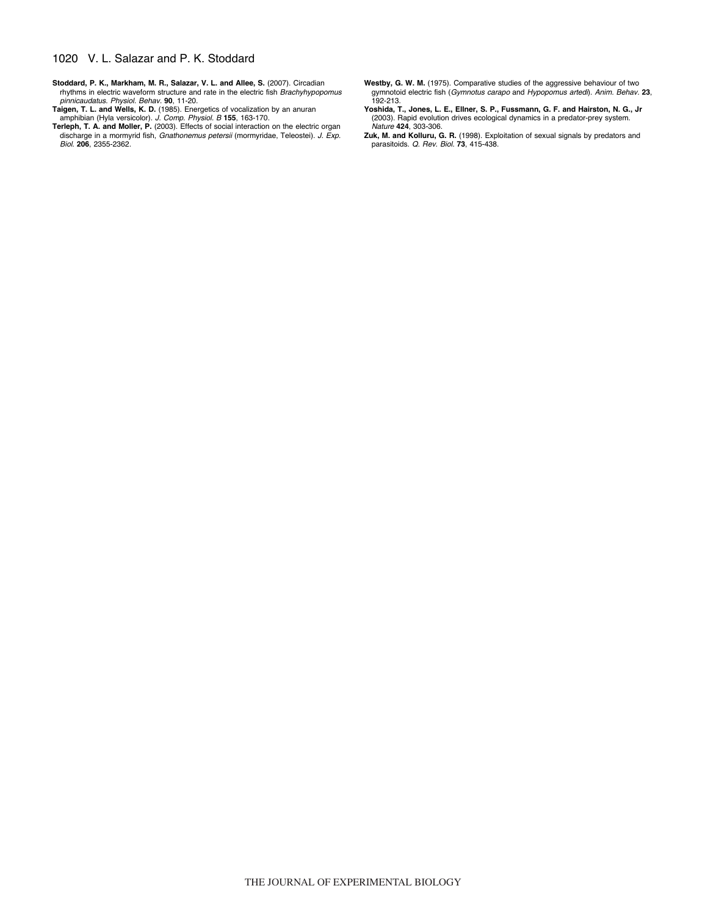**Stoddard, P. K., Markham, M. R., Salazar, V. L. and Allee, S.** (2007). Circadian rhythms in electric waveform structure and rate in the electric fish *Brachyhypopomus pinnicaudatus*. *Physiol. Behav.* **90**, 11-20.

**Taigen, T. L. and Wells, K. D.** (1985). Energetics of vocalization by an anuran amphibian (Hyla versicolor). *J. Comp. Physiol. B* **155**, 163-170.

**Terleph, T. A. and Moller, P.** (2003). Effects of social interaction on the electric organ discharge in a mormyrid fish, *Gnathonemus petersii* (mormyridae, Teleostei). *J. Exp. Biol.* **206**, 2355-2362.

**Westby, G. W. M.** (1975). Comparative studies of the aggressive behaviour of two gymnotoid electric fish (*Gymnotus carapo* and *Hypopomus artedi*). *Anim. Behav.* **23**, 192-213.

**Yoshida, T., Jones, L. E., Ellner, S. P., Fussmann, G. F. and Hairston, N. G., Jr** (2003). Rapid evolution drives ecological dynamics in a predator-prey system. *Nature* **424**, 303-306.

**Zuk, M. and Kolluru, G. R.** (1998). Exploitation of sexual signals by predators and parasitoids. *Q. Rev. Biol.* **73**, 415-438.